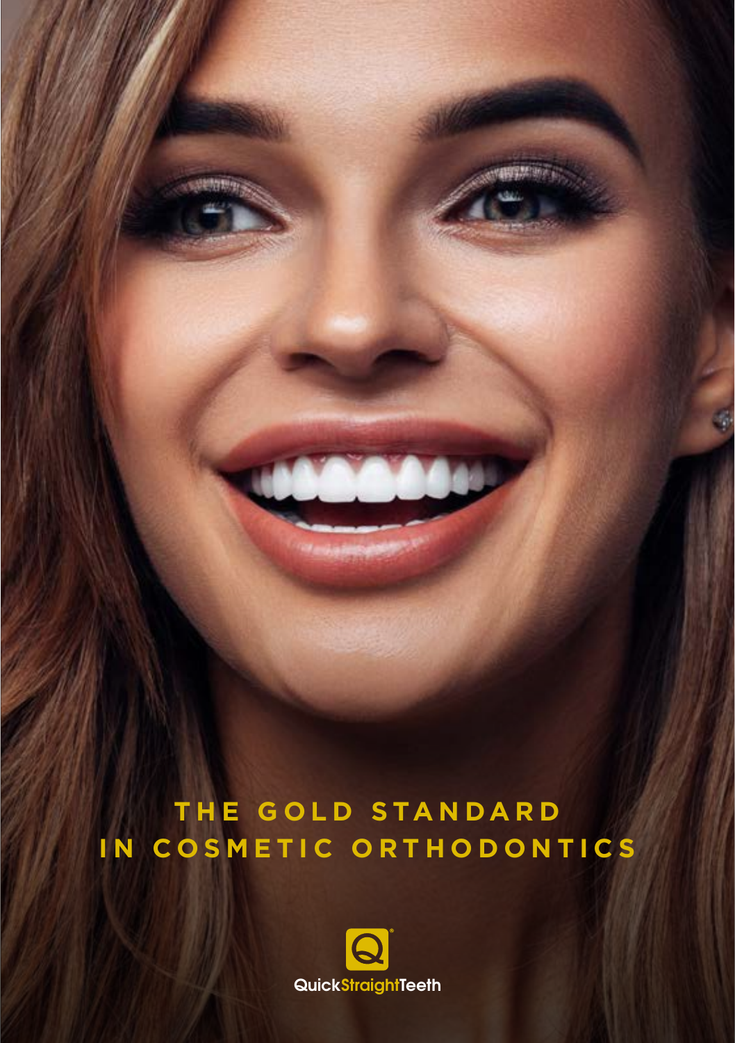# THE GOLD STANDARD IN COSMETIC ORTHODONTICS

QuickStraightTeeth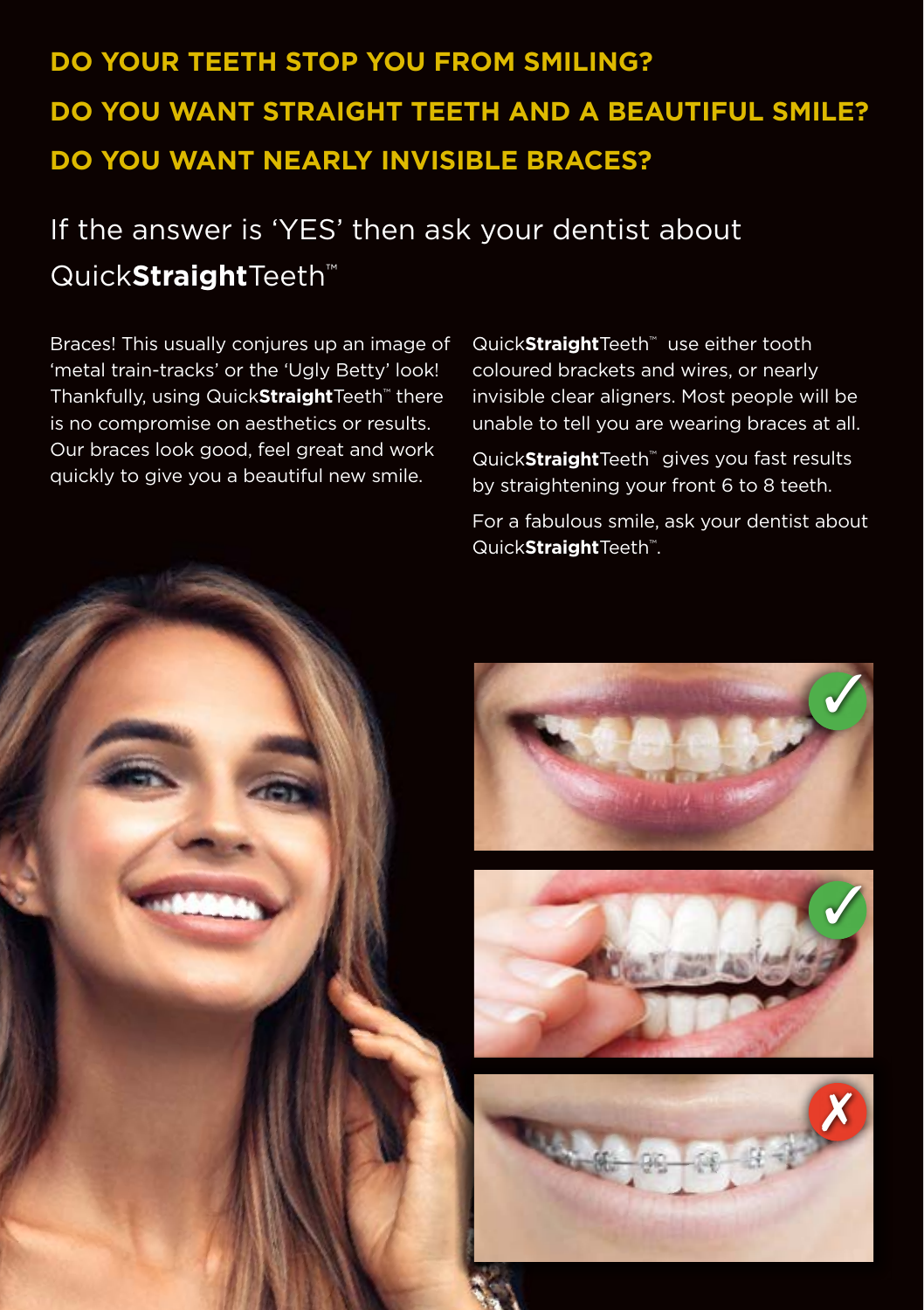## DO YOUR TEETH STOP YOU FROM SMILING?
## DO YOU WANT STRAIGHT TEETH AND A BEAUTIFUL SMILE?
## DO YOU WANT NEARLY INVISIBLE BRACES?

### If the answer is 'YES' then ask your dentist about Quick**Straight**Teeth™

Braces! This usually conjures up an image of 'metal train-tracks' or the 'Ugly Betty' look! Thankfully, using Quick**Straight**Teeth™ there is no compromise on aesthetics or results. Our braces look good, feel great and work quickly to give you a beautiful new smile.

Quick**Straight**Teeth™ use either tooth coloured brackets and wires, or nearly invisible clear aligners. Most people will be unable to tell you are wearing braces at all.

Quick**Straight**Teeth™ gives you fast results by straightening your front 6 to 8 teeth.

For a fabulous smile, ask your dentist about Quick**Straight**Teeth™.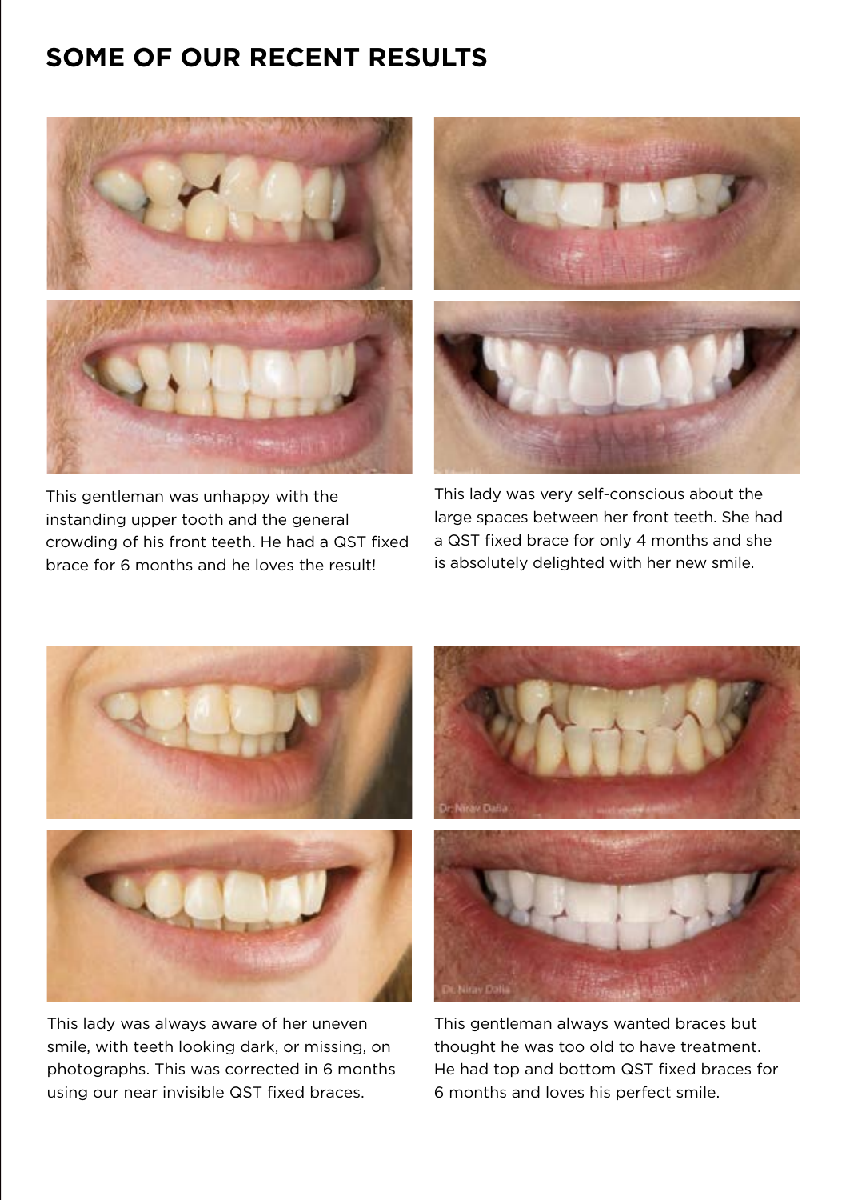## SOME OF OUR RECENT RESULTS

This gentleman was unhappy with the instanding upper tooth and the general crowding of his front teeth. He had a QST fixed brace for 6 months and he loves the result!

This lady was very self-conscious about the large spaces between her front teeth. She had a QST fixed brace for only 4 months and she is absolutely delighted with her new smile.

This lady was always aware of her uneven smile, with teeth looking dark, or missing, on photographs. This was corrected in 6 months using our near invisible QST fixed braces.

This gentleman always wanted braces but thought he was too old to have treatment. He had top and bottom QST fixed braces for 6 months and loves his perfect smile.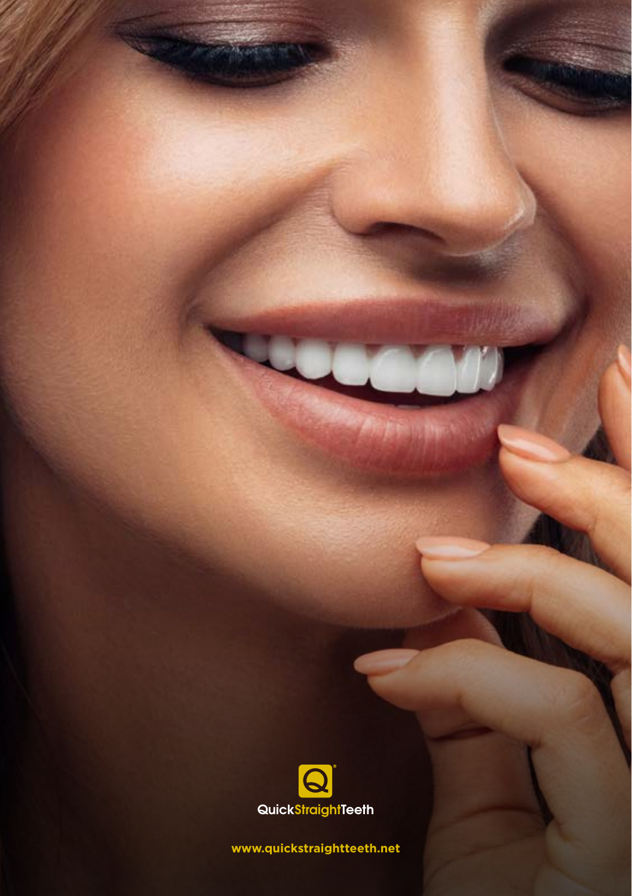QuickStraightTeeth

www.quickstraightteeth.net